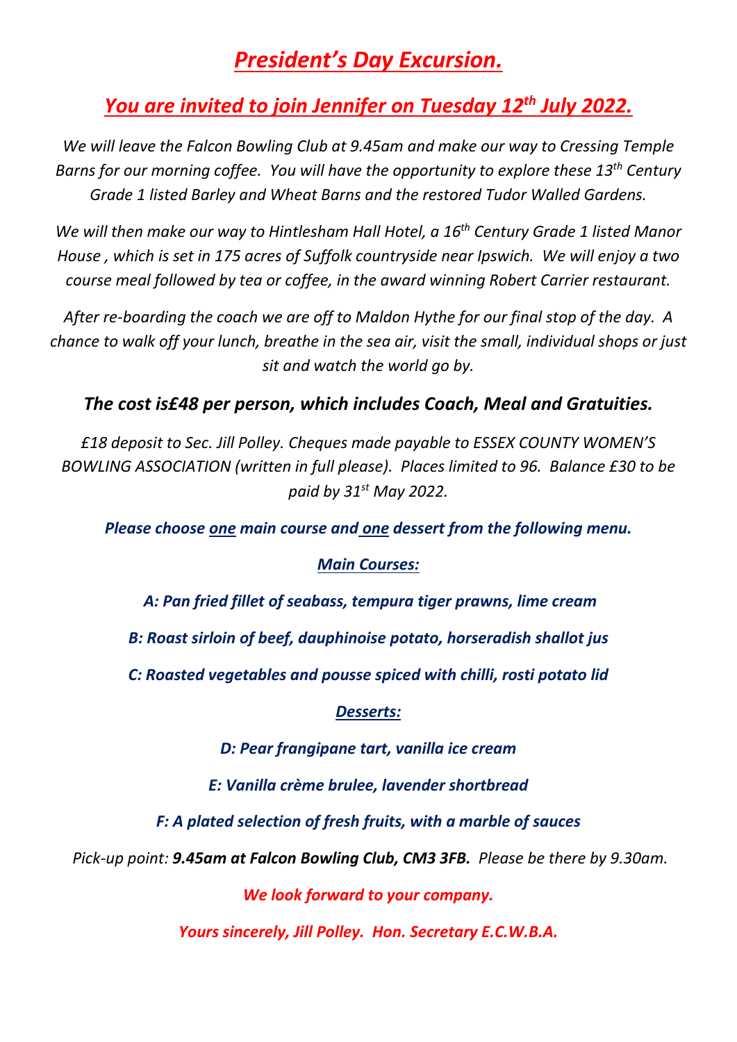# ***President's Day Excursion.***

## ***You are invited to join Jennifer on Tuesday 12th July 2022.***

*We will leave the Falcon Bowling Club at 9.45am and make our way to Cressing Temple Barns for our morning coffee. You will have the opportunity to explore these 13th Century Grade 1 listed Barley and Wheat Barns and the restored Tudor Walled Gardens.*

*We will then make our way to Hintlesham Hall Hotel, a 16th Century Grade 1 listed Manor House , which is set in 175 acres of Suffolk countryside near Ipswich. We will enjoy a two course meal followed by tea or coffee, in the award winning Robert Carrier restaurant.*

*After re-boarding the coach we are off to Maldon Hythe for our final stop of the day. A chance to walk off your lunch, breathe in the sea air, visit the small, individual shops or just sit and watch the world go by.*

***The cost is£48 per person, which includes Coach, Meal and Gratuities.***

*£18 deposit to Sec. Jill Polley. Cheques made payable to ESSEX COUNTY WOMEN'S BOWLING ASSOCIATION (written in full please). Places limited to 96. Balance £30 to be paid by 31st May 2022.*

***Please choose one main course and one dessert from the following menu.***

***Main Courses:***

***A: Pan fried fillet of seabass, tempura tiger prawns, lime cream***

***B: Roast sirloin of beef, dauphinoise potato, horseradish shallot jus***

***C: Roasted vegetables and pousse spiced with chilli, rosti potato lid***

***Desserts:***

***D: Pear frangipane tart, vanilla ice cream***

***E: Vanilla crème brulee, lavender shortbread***

***F: A plated selection of fresh fruits, with a marble of sauces***

*Pick-up point: **9.45am at Falcon Bowling Club, CM3 3FB.** Please be there by 9.30am.*

***We look forward to your company.***

***Yours sincerely, Jill Polley. Hon. Secretary E.C.W.B.A.***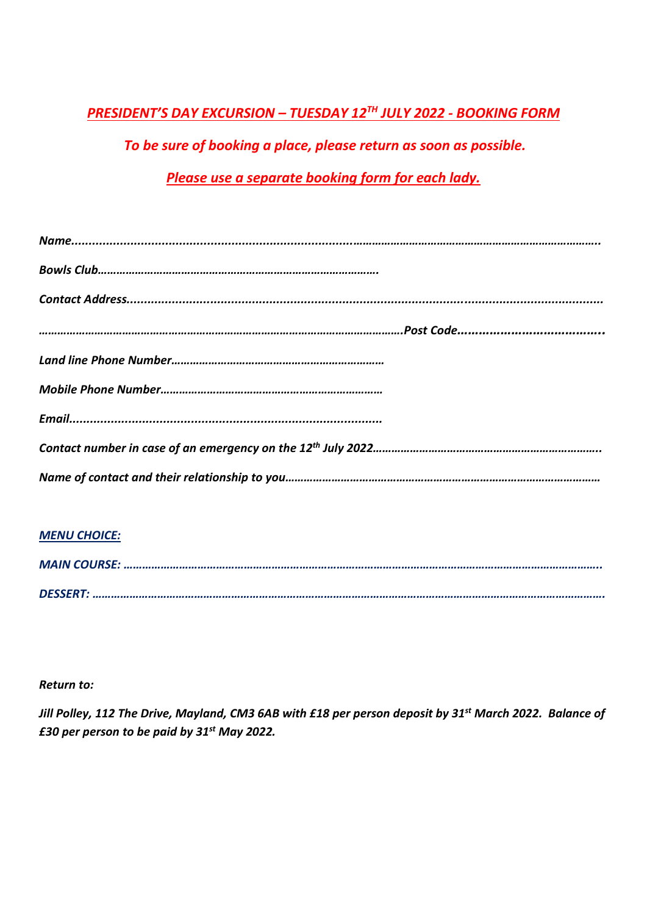## *PRESIDENT'S DAY EXCURSION – TUESDAY 12TH JULY 2022 - BOOKING FORM*

***To be sure of booking a place, please return as soon as possible.***

***Please use a separate booking form for each lady.***

***Name..........................................................................................................................................***

***Bowls Club.......................................................................................***

***Contact Address...........................................................................................................................***

***.............................................................................................................Post Code........................................***

***Land line Phone Number..................................................................***

***Mobile Phone Number.....................................................................***

***Email.........................................................................................***

***Contact number in case of an emergency on the 12th July 2022...................................................................***

***Name of contact and their relationship to you...........................................................................................***

***MENU CHOICE:***

***MAIN COURSE: ..........................................................................................................................................***

***DESSERT: ..................................................................................................................................................***

***Return to:***

***Jill Polley, 112 The Drive, Mayland, CM3 6AB with £18 per person deposit by 31st March 2022. Balance of £30 per person to be paid by 31st May 2022.***